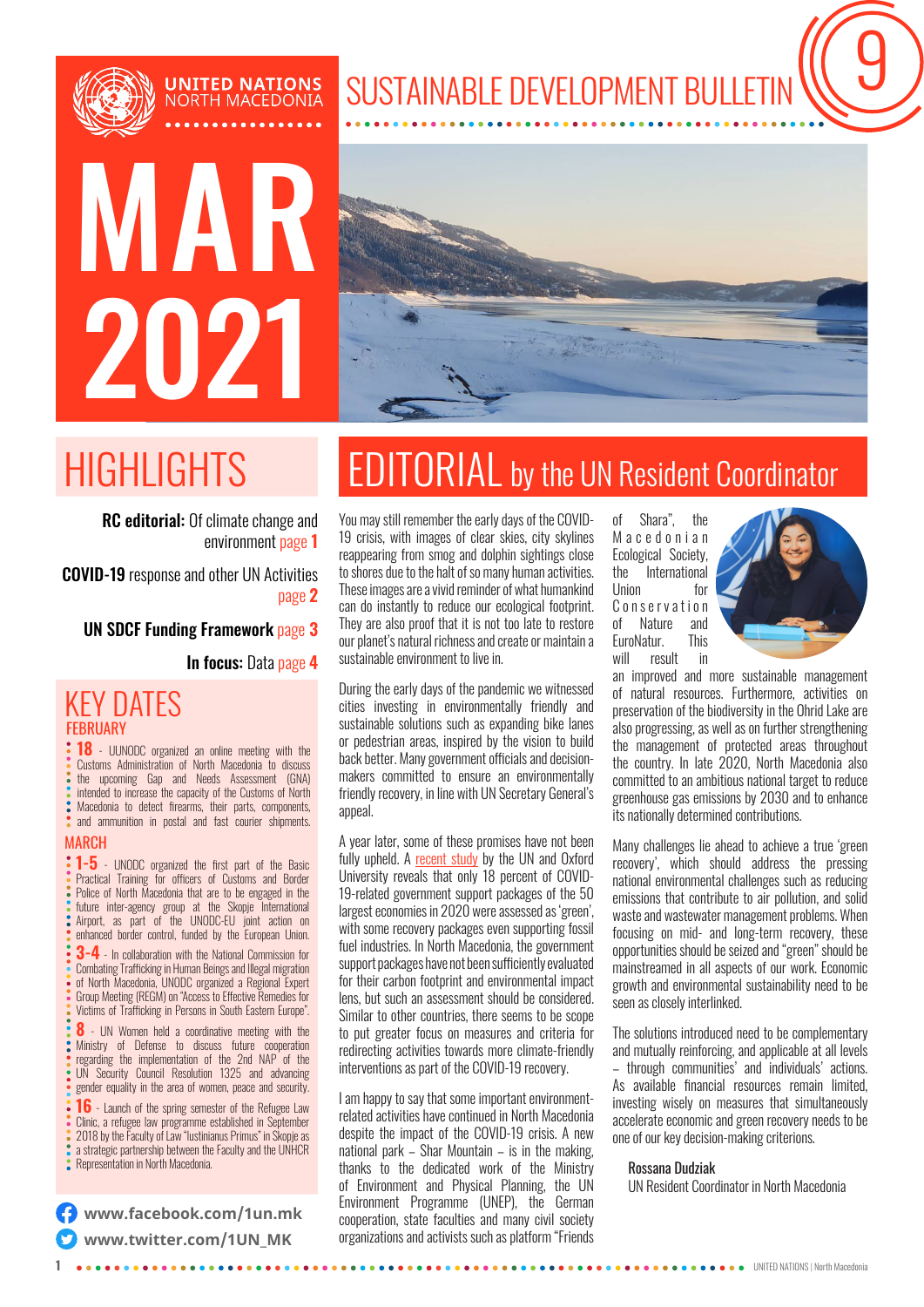UNITED NATIONS NORTH MACEDONIA

# SUSTAINABLE DEVELOPMENT BULLETIN 9

# MAR 2021

## HIGHLIGHTS

**RC editorial:** Of climate change and environment page 1

**COVID-19** response and other UN Activities page 2

**UN SDCF Funding Framework** page 3

**In focus:** Data page 4

## KEY DATES

### FEBRUARY

**18** - UUNODC organized an online meeting with the Customs Administration of North Macedonia to discuss the upcoming Gap and Needs Assessment (GNA) intended to increase the capacity of the Customs of North Macedonia to detect firearms, their parts, components, and ammunition in postal and fast courier shipments.

### MARCH

**1-5** - UNODC organized the first part of the Basic Practical Training for officers of Customs and Border Police of North Macedonia that are to be engaged in the future inter-agency group at the Skopje International Airport, as part of the UNODC-EU joint action on enhanced border control, funded by the European Union.

**3-4** - In collaboration with the National Commission for Combating Trafficking in Human Beings and Illegal migration of North Macedonia, UNODC organized a Regional Expert Group Meeting (REGM) on "Access to Effective Remedies for Victims of Trafficking in Persons in South Eastern Europe".

**8** - UN Women held a coordinative meeting with the Ministry of Defense to discuss future cooperation regarding the implementation of the 2nd NAP of the UN Security Council Resolution 1325 and advancing gender equality in the area of women, peace and security.

**16** - Launch of the spring semester of the Refugee Law Clinic, a refugee law programme established in September 2018 by the Faculty of Law "Iustinianus Primus" in Skopje as a strategic partnership between the Faculty and the UNHCR Representation in North Macedonia.

www.facebook.com/1un.mk

www.twitter.com/1UN_MK

## EDITORIAL by the UN Resident Coordinator

You may still remember the early days of the COVID-19 crisis, with images of clear skies, city skylines reappearing from smog and dolphin sightings close to shores due to the halt of so many human activities. These images are a vivid reminder of what humankind can do instantly to reduce our ecological footprint. They are also proof that it is not too late to restore our planet's natural richness and create or maintain a sustainable environment to live in.

During the early days of the pandemic we witnessed cities investing in environmentally friendly and sustainable solutions such as expanding bike lanes or pedestrian areas, inspired by the vision to build back better. Many government officials and decision-makers committed to ensure an environmentally friendly recovery, in line with UN Secretary General's appeal.

A year later, some of these promises have not been fully upheld. A recent study by the UN and Oxford University reveals that only 18 percent of COVID-19-related government support packages of the 50 largest economies in 2020 were assessed as 'green', with some recovery packages even supporting fossil fuel industries. In North Macedonia, the government support packages have not been sufficiently evaluated for their carbon footprint and environmental impact lens, but such an assessment should be considered. Similar to other countries, there seems to be scope to put greater focus on measures and criteria for redirecting activities towards more climate-friendly interventions as part of the COVID-19 recovery.

I am happy to say that some important environment-related activities have continued in North Macedonia despite the impact of the COVID-19 crisis. A new national park – Shar Mountain – is in the making, thanks to the dedicated work of the Ministry of Environment and Physical Planning, the UN Environment Programme (UNEP), the German cooperation, state faculties and many civil society organizations and activists such as platform "Friends of Shara", the Macedonian Ecological Society, the International Union for Conservation of Nature and EuroNatur. This will result in an improved and more sustainable management of natural resources. Furthermore, activities on preservation of the biodiversity in the Ohrid Lake are also progressing, as well as on further strengthening the management of protected areas throughout the country. In late 2020, North Macedonia also committed to an ambitious national target to reduce greenhouse gas emissions by 2030 and to enhance its nationally determined contributions.

Many challenges lie ahead to achieve a true 'green recovery', which should address the pressing national environmental challenges such as reducing emissions that contribute to air pollution, and solid waste and wastewater management problems. When focusing on mid- and long-term recovery, these opportunities should be seized and "green" should be mainstreamed in all aspects of our work. Economic growth and environmental sustainability need to be seen as closely interlinked.

The solutions introduced need to be complementary and mutually reinforcing, and applicable at all levels – through communities' and individuals' actions. As available financial resources remain limited, investing wisely on measures that simultaneously accelerate economic and green recovery needs to be one of our key decision-making criterions.

Rossana Dudziak
UN Resident Coordinator in North Macedonia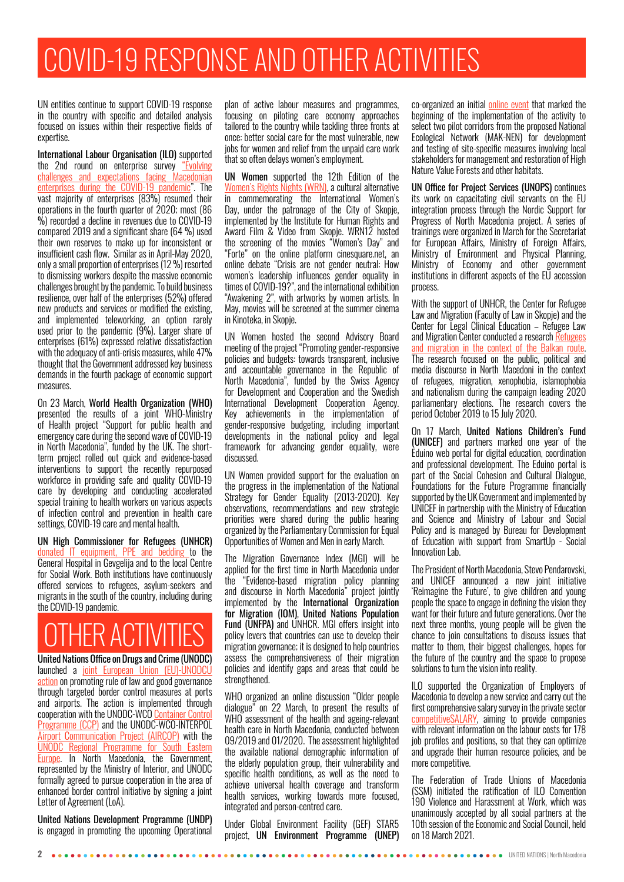# COVID-19 RESPONSE AND OTHER ACTIVITIES

UN entities continue to support COVID-19 response in the country with specific and detailed analysis focused on issues within their respective fields of expertise.

**International Labour Organisation (ILO)** supported the 2nd round on enterprise survey "Evolving challenges and expectations facing Macedonian enterprises during the COVID-19 pandemic". The vast majority of enterprises (83%) resumed their operations in the fourth quarter of 2020; most (86 %) recorded a decline in revenues due to COVID-19 compared 2019 and a significant share (64 %) used their own reserves to make up for inconsistent or insufficient cash flow. Similar as in April-May 2020, only a small proportion of enterprises (12 %) resorted to dismissing workers despite the massive economic challenges brought by the pandemic. To build business resilience, over half of the enterprises (52%) offered new products and services or modified the existing, and implemented teleworking, an option rarely used prior to the pandemic (9%). Larger share of enterprises (61%) expressed relative dissatisfaction with the adequacy of anti-crisis measures, while 47% thought that the Government addressed key business demands in the fourth package of economic support measures.

On 23 March, **World Health Organization (WHO)** presented the results of a joint WHO-Ministry of Health project "Support for public health and emergency care during the second wave of COVID-19 in North Macedonia", funded by the UK. The short-term project rolled out quick and evidence-based interventions to support the recently repurposed workforce in providing safe and quality COVID-19 care by developing and conducting accelerated special training to health workers on various aspects of infection control and prevention in health care settings, COVID-19 care and mental health.

**UN High Commissioner for Refugees (UNHCR)** donated IT equipment, PPE and bedding to the General Hospital in Gevgelija and to the local Centre for Social Work. Both institutions have continuously offered services to refugees, asylum-seekers and migrants in the south of the country, including during the COVID-19 pandemic.

## OTHER ACTIVITIES

**United Nations Office on Drugs and Crime (UNODC)** launched a joint European Union (EU)-UNODCU action on promoting rule of law and good governance through targeted border control measures at ports and airports. The action is implemented through cooperation with the UNODC-WCO Container Control Programme (CCP) and the UNODC-WCO-INTERPOL Airport Communication Project (AIRCOP) with the UNODC Regional Programme for South Eastern Europe. In North Macedonia, the Government, represented by the Ministry of Interior, and UNODC formally agreed to pursue cooperation in the area of enhanced border control initiative by signing a joint Letter of Agreement (LoA).

**United Nations Development Programme (UNDP)** is engaged in promoting the upcoming Operational plan of active labour measures and programmes, focusing on piloting care economy approaches tailored to the country while tackling three fronts at once: better social care for the most vulnerable, new jobs for women and relief from the unpaid care work that so often delays women's employment.

**UN Women** supported the 12th Edition of the Women's Rights Nights (WRN), a cultural alternative in commemorating the International Women's Day, under the patronage of the City of Skopje, implemented by the Institute for Human Rights and Award Film & Video from Skopje. WRN12 hosted the screening of the movies "Women's Day" and "Forte" on the online platform cinesquare.net, an online debate "Crisis are not gender neutral: How women's leadership influences gender equality in times of COVID-19?", and the international exhibition "Awakening 2", with artworks by women artists. In May, movies will be screened at the summer cinema in Kinoteka, in Skopje.

UN Women hosted the second Advisory Board meeting of the project "Promoting gender-responsive policies and budgets: towards transparent, inclusive and accountable governance in the Republic of North Macedonia", funded by the Swiss Agency for Development and Cooperation and the Swedish International Development Cooperation Agency. Key achievements in the implementation of gender-responsive budgeting, including important developments in the national policy and legal framework for advancing gender equality, were discussed.

UN Women provided support for the evaluation on the progress in the implementation of the National Strategy for Gender Equality (2013-2020). Key observations, recommendations and new strategic priorities were shared during the public hearing organized by the Parliamentary Commission for Equal Opportunities of Women and Men in early March.

The Migration Governance Index (MGI) will be applied for the first time in North Macedonia under the "Evidence-based migration policy planning and discourse in North Macedonia" project jointly implemented by the **International Organization for Migration (IOM)**, **United Nations Population Fund (UNFPA)** and UNHCR. MGI offers insight into policy levers that countries can use to develop their migration governance; it is designed to help countries assess the comprehensiveness of their migration policies and identify gaps and areas that could be strengthened.

WHO organized an online discussion "Older people dialogue" on 22 March, to present the results of WHO assessment of the health and ageing-relevant health care in North Macedonia, conducted between 09/2019 and 01/2020. The assessment highlighted the available national demographic information of the elderly population group, their vulnerability and specific health conditions, as well as the need to achieve universal health coverage and transform health services, working towards more focused, integrated and person-centred care.

Under Global Environment Facility (GEF) STAR5 project, **UN Environment Programme (UNEP)** co-organized an initial online event that marked the beginning of the implementation of the activity to select two pilot corridors from the proposed National Ecological Network (MAK-NEN) for development and testing of site-specific measures involving local stakeholders for management and restoration of High Nature Value Forests and other habitats.

**UN Office for Project Services (UNOPS)** continues its work on capacitating civil servants on the EU integration process through the Nordic Support for Progress of North Macedonia project. A series of trainings were organized in March for the Secretariat for European Affairs, Ministry of Foreign Affairs, Ministry of Environment and Physical Planning, Ministry of Economy and other government institutions in different aspects of the EU accession process.

With the support of UNHCR, the Center for Refugee Law and Migration (Faculty of Law in Skopje) and the Center for Legal Clinical Education – Refugee Law and Migration Center conducted a research Refugees and migration in the context of the Balkan route. The research focused on the public, political and media discourse in North Macedoni in the context of refugees, migration, xenophobia, islamophobia and nationalism during the campaign leading 2020 parliamentary elections. The research covers the period October 2019 to 15 July 2020.

On 17 March, **United Nations Children's Fund (UNICEF)** and partners marked one year of the Eduino web portal for digital education, coordination and professional development. The Eduino portal is part of the Social Cohesion and Cultural Dialogue, Foundations for the Future Programme financially supported by the UK Government and implemented by UNICEF in partnership with the Ministry of Education and Science and Ministry of Labour and Social Policy and is managed by Bureau for Development of Education with support from SmartUp - Social Innovation Lab.

The President of North Macedonia, Stevo Pendarovski, and UNICEF announced a new joint initiative 'Reimagine the Future', to give children and young people the space to engage in defining the vision they want for their future and future generations. Over the next three months, young people will be given the chance to join consultations to discuss issues that matter to them, their biggest challenges, hopes for the future of the country and the space to propose solutions to turn the vision into reality.

ILO supported the Organization of Employers of Macedonia to develop a new service and carry out the first comprehensive salary survey in the private sector competitiveSALARY, aiming to provide companies with relevant information on the labour costs for 178 job profiles and positions, so that they can optimize and upgrade their human resource policies, and be more competitive.

The Federation of Trade Unions of Macedonia (SSM) initiated the ratification of ILO Convention 190 Violence and Harassment at Work, which was unanimously accepted by all social partners at the 10th session of the Economic and Social Council, held on 18 March 2021.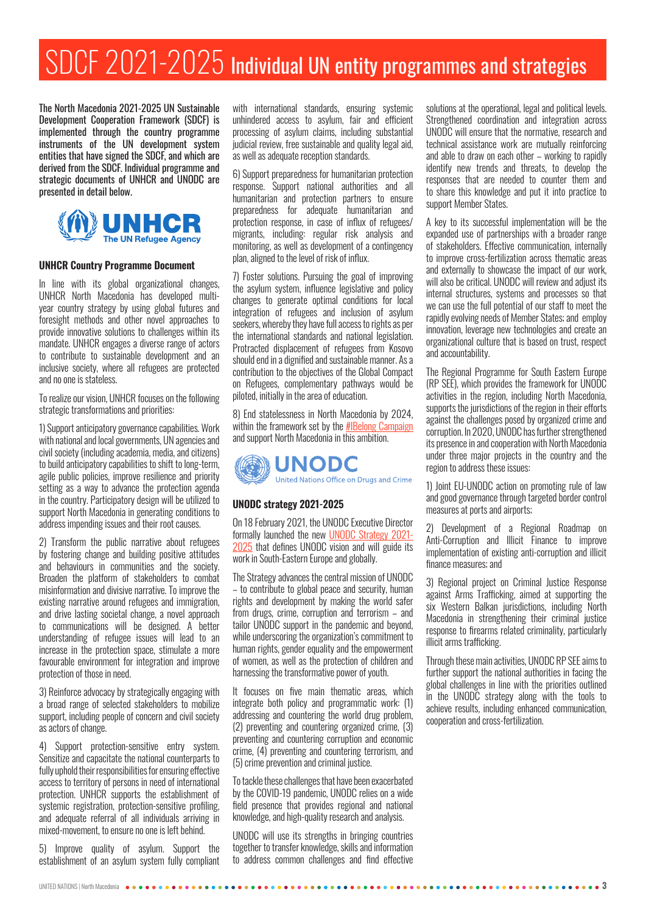# SDCF 2021-2025 Individual UN entity programmes and strategies

The North Macedonia 2021-2025 UN Sustainable Development Cooperation Framework (SDCF) is implemented through the country programme instruments of the UN development system entities that have signed the SDCF, and which are derived from the SDCF. Individual programme and strategic documents of UNHCR and UNODC are presented in detail below.

### UNHCR Country Programme Document

In line with its global organizational changes, UNHCR North Macedonia has developed multi-year country strategy by using global futures and foresight methods and other novel approaches to provide innovative solutions to challenges within its mandate. UNHCR engages a diverse range of actors to contribute to sustainable development and an inclusive society, where all refugees are protected and no one is stateless.

To realize our vision, UNHCR focuses on the following strategic transformations and priorities:

1) Support anticipatory governance capabilities. Work with national and local governments, UN agencies and civil society (including academia, media, and citizens) to build anticipatory capabilities to shift to long-term, agile public policies, improve resilience and priority setting as a way to advance the protection agenda in the country. Participatory design will be utilized to support North Macedonia in generating conditions to address impending issues and their root causes.

2) Transform the public narrative about refugees by fostering change and building positive attitudes and behaviours in communities and the society. Broaden the platform of stakeholders to combat misinformation and divisive narrative. To improve the existing narrative around refugees and immigration, and drive lasting societal change, a novel approach to communications will be designed. A better understanding of refugee issues will lead to an increase in the protection space, stimulate a more favourable environment for integration and improve protection of those in need.

3) Reinforce advocacy by strategically engaging with a broad range of selected stakeholders to mobilize support, including people of concern and civil society as actors of change.

4) Support protection-sensitive entry system. Sensitize and capacitate the national counterparts to fully uphold their responsibilities for ensuring effective access to territory of persons in need of international protection. UNHCR supports the establishment of systemic registration, protection-sensitive profiling, and adequate referral of all individuals arriving in mixed-movement, to ensure no one is left behind.

5) Improve quality of asylum. Support the establishment of an asylum system fully compliant with international standards, ensuring systemic unhindered access to asylum, fair and efficient processing of asylum claims, including substantial judicial review, free sustainable and quality legal aid, as well as adequate reception standards.

6) Support preparedness for humanitarian protection response. Support national authorities and all humanitarian and protection partners to ensure preparedness for adequate humanitarian and protection response, in case of influx of refugees/migrants, including: regular risk analysis and monitoring, as well as development of a contingency plan, aligned to the level of risk of influx.

7) Foster solutions. Pursuing the goal of improving the asylum system, influence legislative and policy changes to generate optimal conditions for local integration of refugees and inclusion of asylum seekers, whereby they have full access to rights as per the international standards and national legislation. Protracted displacement of refugees from Kosovo should end in a dignified and sustainable manner. As a contribution to the objectives of the Global Compact on Refugees, complementary pathways would be piloted, initially in the area of education.

8) End statelessness in North Macedonia by 2024, within the framework set by the #IBelong Campaign and support North Macedonia in this ambition.

### UNODC strategy 2021-2025

On 18 February 2021, the UNODC Executive Director formally launched the new UNODC Strategy 2021-2025 that defines UNODC vision and will guide its work in South-Eastern Europe and globally.

The Strategy advances the central mission of UNODC – to contribute to global peace and security, human rights and development by making the world safer from drugs, crime, corruption and terrorism – and tailor UNODC support in the pandemic and beyond, while underscoring the organization's commitment to human rights, gender equality and the empowerment of women, as well as the protection of children and harnessing the transformative power of youth.

It focuses on five main thematic areas, which integrate both policy and programmatic work: (1) addressing and countering the world drug problem, (2) preventing and countering organized crime, (3) preventing and countering corruption and economic crime, (4) preventing and countering terrorism, and (5) crime prevention and criminal justice.

To tackle these challenges that have been exacerbated by the COVID-19 pandemic, UNODC relies on a wide field presence that provides regional and national knowledge, and high-quality research and analysis.

UNODC will use its strengths in bringing countries together to transfer knowledge, skills and information to address common challenges and find effective solutions at the operational, legal and political levels. Strengthened coordination and integration across UNODC will ensure that the normative, research and technical assistance work are mutually reinforcing and able to draw on each other – working to rapidly identify new trends and threats, to develop the responses that are needed to counter them and to share this knowledge and put it into practice to support Member States.

A key to its successful implementation will be the expanded use of partnerships with a broader range of stakeholders. Effective communication, internally to improve cross-fertilization across thematic areas and externally to showcase the impact of our work, will also be critical. UNODC will review and adjust its internal structures, systems and processes so that we can use the full potential of our staff to meet the rapidly evolving needs of Member States; and employ innovation, leverage new technologies and create an organizational culture that is based on trust, respect and accountability.

The Regional Programme for South Eastern Europe (RP SEE), which provides the framework for UNODC activities in the region, including North Macedonia, supports the jurisdictions of the region in their efforts against the challenges posed by organized crime and corruption. In 2020, UNODC has further strengthened its presence in and cooperation with North Macedonia under three major projects in the country and the region to address these issues:

1) Joint EU-UNODC action on promoting rule of law and good governance through targeted border control measures at ports and airports;

2) Development of a Regional Roadmap on Anti-Corruption and Illicit Finance to improve implementation of existing anti-corruption and illicit finance measures; and

3) Regional project on Criminal Justice Response against Arms Trafficking, aimed at supporting the six Western Balkan jurisdictions, including North Macedonia in strengthening their criminal justice response to firearms related criminality, particularly illicit arms trafficking.

Through these main activities, UNODC RP SEE aims to further support the national authorities in facing the global challenges in line with the priorities outlined in the UNODC strategy along with the tools to achieve results, including enhanced communication, cooperation and cross-fertilization.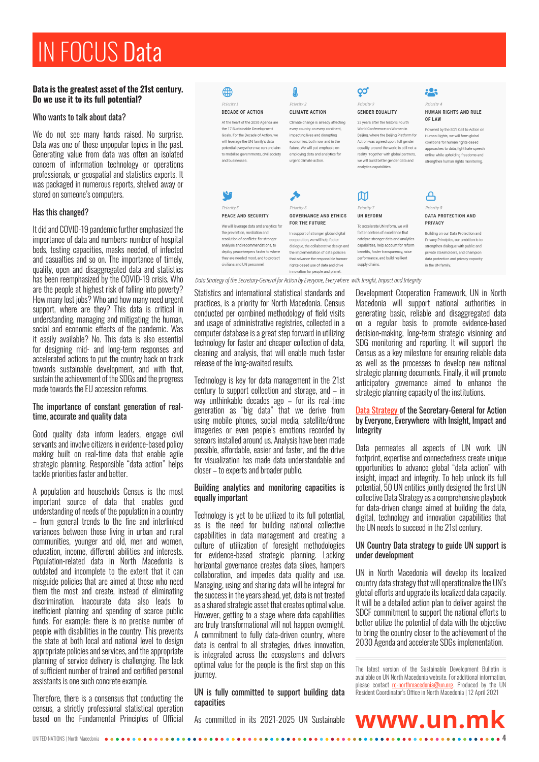# IN FOCUS Data

**Data is the greatest asset of the 21st century. Do we use it to its full potential?**

Who wants to talk about data?

We do not see many hands raised. No surprise. Data was one of those unpopular topics in the past. Generating value from data was often an isolated concern of information technology or operations professionals, or geospatial and statistics experts. It was packaged in numerous reports, shelved away or stored on someone's computers.

Has this changed?

It did and COVID-19 pandemic further emphasized the importance of data and numbers: number of hospital beds, testing capacities, masks needed, of infected and casualties and so on. The importance of timely, quality, open and disaggregated data and statistics has been reemphasized by the COVID-19 crisis. Who are the people at highest risk of falling into poverty? How many lost jobs? Who and how many need urgent support, where are they? This data is critical in understanding, managing and mitigating the human, social and economic effects of the pandemic. Was it easily available? No. This data is also essential for designing mid- and long-term responses and accelerated actions to put the country back on track towards sustainable development, and with that, sustain the achievement of the SDGs and the progress made towards the EU accession reforms.

## The importance of constant generation of real-time, accurate and quality data

Good quality data inform leaders, engage civil servants and involve citizens in evidence-based policy making built on real-time data that enable agile strategic planning. Responsible "data action" helps tackle priorities faster and better.

A population and households Census is the most important source of data that enables good understanding of needs of the population in a country – from general trends to the fine and interlinked variances between those living in urban and rural communities, younger and old, men and women, education, income, different abilities and interests. Population-related data in North Macedonia is outdated and incomplete to the extent that it can misguide policies that are aimed at those who need them the most and create, instead of eliminating discrimination. Inaccurate data also leads to inefficient planning and spending of scarce public funds. For example: there is no precise number of people with disabilities in the country. This prevents the state at both local and national level to design appropriate policies and services, and the appropriate planning of service delivery is challenging. The lack of sufficient number of trained and certified personal assistants is one such concrete example.

Therefore, there is a consensus that conducting the census, a strictly professional statistical operation based on the Fundamental Principles of Official

*Priority 1*
**DECADE OF ACTION**
At the heart of the 2030 Agenda are the 17 Sustainable Development Goals. For the Decade of Action, we will leverage the UN family's data potential everywhere we can and aim to mobilize governments, civil society and businesses.

*Priority 2*
**CLIMATE ACTION**
Climate change is already affecting every country on every continent, impacting lives and disrupting economies, both now and in the future. We will put emphasis on employing data and analytics for urgent climate action.

*Priority 3*
**GENDER EQUALITY**
25 years after the historic Fourth World Conference on Women in Beijing, where the Beijing Platform for Action was agreed upon, full gender equality around the world is still not a reality. Together with global partners, we will build better gender data and analytics capabilities.

*Priority 4*
**HUMAN RIGHTS AND RULE OF LAW**
Powered by the SG's Call to Action on Human Rights, we will form global coalitions for human rights-based approaches to data, fight hate speech online while upholding freedoms and strengthen human rights monitoring.

*Priority 5*
**PEACE AND SECURITY**
We will leverage data and analytics for the prevention, mediation and resolution of conflicts for stronger analysis and recommendations, to deploy peacekeepers faster to where they are needed most, and to protect civilians and UN personnel.

*Priority 6*
**GOVERNANCE AND ETHICS FOR THE FUTURE**
In support of stronger global digital cooperation, we will help foster dialogue, the collaborative design and the implementation of data policies that advance the responsible human-rights-based use of data and drive innovation for people and planet.

*Priority 7*
**UN REFORM**
To accelerate UN reform, we will foster centres of excellence that catalyze stronger data and analytics capabilities, help account for reform benefits, foster transparency, raise performance, and build resilient supply chains.

*Priority 8*
**DATA PROTECTION AND PRIVACY**
Building on our Data Protection and Privacy Principles, our ambition is to strengthen dialogue with public and private stakeholders, and champion data protection and privacy capacity in the UN family.

*Data Strategy of the Secretary-General for Action by Everyone, Everywhere with Insight, Impact and Integrity*

Statistics and international statistical standards and practices, is a priority for North Macedonia. Census conducted per combined methodology of field visits and usage of administrative registries, collected in a computer database is a great step forward in utilizing technology for faster and cheaper collection of data, cleaning and analysis, that will enable much faster release of the long-awaited results.

Technology is key for data management in the 21st century to support collection and storage, and – in way unthinkable decades ago – for its real-time generation as "big data" that we derive from using mobile phones, social media, satellite/drone imageries or even people's emotions recorded by sensors installed around us. Analysis have been made possible, affordable, easier and faster, and the drive for visualization has made data understandable and closer – to experts and broader public.

## Building analytics and monitoring capacities is equally important

Technology is yet to be utilized to its full potential, as is the need for building national collective capabilities in data management and creating a culture of utilization of foresight methodologies for evidence-based strategic planning. Lacking horizontal governance creates data siloes, hampers collaboration, and impedes data quality and use. Managing, using and sharing data will be integral for the success in the years ahead, yet, data is not treated as a shared strategic asset that creates optimal value. However, getting to a stage where data capabilities are truly transformational will not happen overnight. A commitment to fully data-driven country, where data is central to all strategies, drives innovation, is integrated across the ecosystems and delivers optimal value for the people is the first step on this journey.

## UN is fully committed to support building data capacities

As committed in its 2021-2025 UN Sustainable Development Cooperation Framework, UN in North Macedonia will support national authorities in generating basic, reliable and disaggregated data on a regular basis to promote evidence-based decision-making, long-term strategic visioning and SDG monitoring and reporting. It will support the Census as a key milestone for ensuring reliable data as well as the processes to develop new national strategic planning documents. Finally, it will promote anticipatory governance aimed to enhance the strategic planning capacity of the institutions.

## Data Strategy of the Secretary-General for Action by Everyone, Everywhere with Insight, Impact and Integrity

Data permeates all aspects of UN work. UN footprint, expertise and connectedness create unique opportunities to advance global "data action" with insight, impact and integrity. To help unlock its full potential, 50 UN entities jointly designed the first UN collective Data Strategy as a comprehensive playbook for data-driven change aimed at building the data, digital, technology and innovation capabilities that the UN needs to succeed in the 21st century.

## UN Country Data strategy to guide UN support is under development

UN in North Macedonia will develop its localized country data strategy that will operationalize the UN's global efforts and upgrade its localized data capacity. It will be a detailed action plan to deliver against the SDCF commitment to support the national efforts to better utilize the potential of data with the objective to bring the country closer to the achievement of the 2030 Agenda and accelerate SDGs implementation.

The latest version of the Sustainable Development Bulletin is available on UN North Macedonia website. For additional information, please contact rc-northmacedonia@un.org. Produced by the UN Resident Coordinator's Office in North Macedonia | 12 April 2021

**www.un.mk**